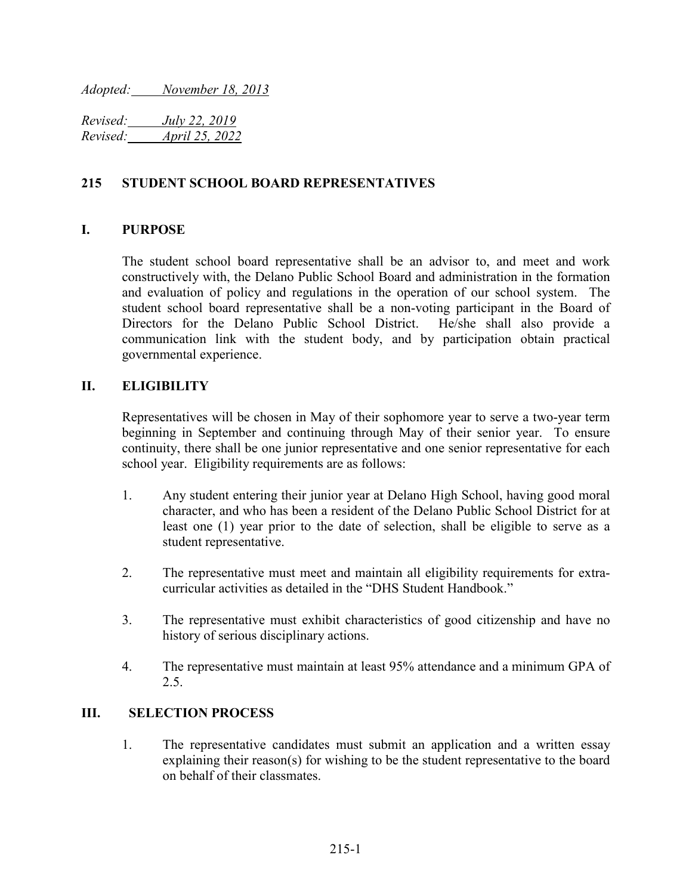*Adopted: November 18, 2013*

*Revised: July 22, 2019*
*Revised: April 25, 2022*

# 215 STUDENT SCHOOL BOARD REPRESENTATIVES

## I. PURPOSE

The student school board representative shall be an advisor to, and meet and work constructively with, the Delano Public School Board and administration in the formation and evaluation of policy and regulations in the operation of our school system. The student school board representative shall be a non-voting participant in the Board of Directors for the Delano Public School District. He/she shall also provide a communication link with the student body, and by participation obtain practical governmental experience.

## II. ELIGIBILITY

Representatives will be chosen in May of their sophomore year to serve a two-year term beginning in September and continuing through May of their senior year. To ensure continuity, there shall be one junior representative and one senior representative for each school year. Eligibility requirements are as follows:

1. Any student entering their junior year at Delano High School, having good moral character, and who has been a resident of the Delano Public School District for at least one (1) year prior to the date of selection, shall be eligible to serve as a student representative.

2. The representative must meet and maintain all eligibility requirements for extra-curricular activities as detailed in the "DHS Student Handbook."

3. The representative must exhibit characteristics of good citizenship and have no history of serious disciplinary actions.

4. The representative must maintain at least 95% attendance and a minimum GPA of 2.5.

## III. SELECTION PROCESS

1. The representative candidates must submit an application and a written essay explaining their reason(s) for wishing to be the student representative to the board on behalf of their classmates.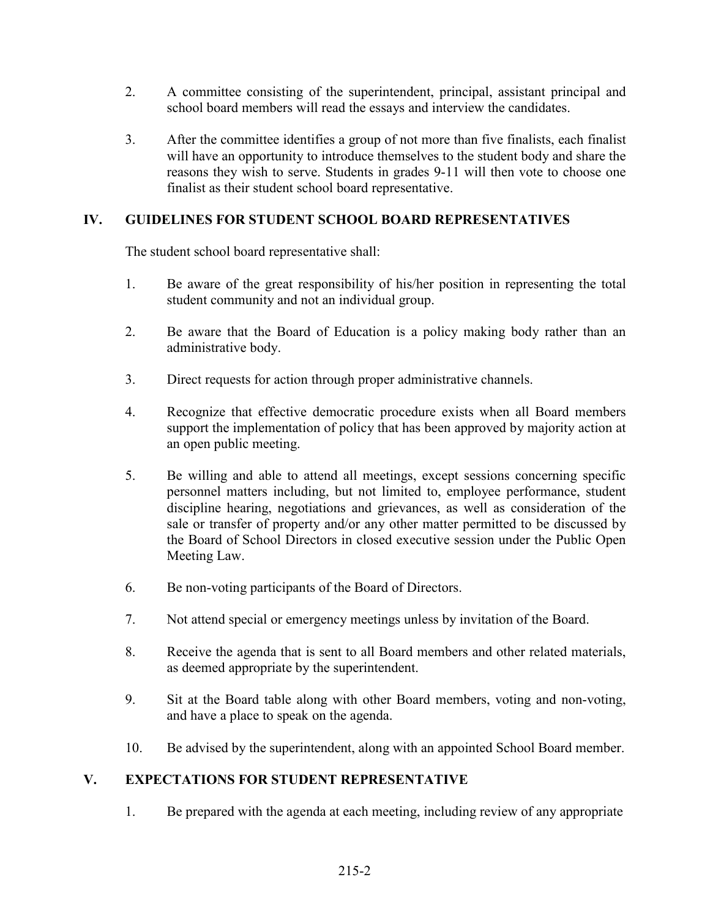2. A committee consisting of the superintendent, principal, assistant principal and school board members will read the essays and interview the candidates.

3. After the committee identifies a group of not more than five finalists, each finalist will have an opportunity to introduce themselves to the student body and share the reasons they wish to serve. Students in grades 9-11 will then vote to choose one finalist as their student school board representative.

## IV. GUIDELINES FOR STUDENT SCHOOL BOARD REPRESENTATIVES

The student school board representative shall:

1. Be aware of the great responsibility of his/her position in representing the total student community and not an individual group.

2. Be aware that the Board of Education is a policy making body rather than an administrative body.

3. Direct requests for action through proper administrative channels.

4. Recognize that effective democratic procedure exists when all Board members support the implementation of policy that has been approved by majority action at an open public meeting.

5. Be willing and able to attend all meetings, except sessions concerning specific personnel matters including, but not limited to, employee performance, student discipline hearing, negotiations and grievances, as well as consideration of the sale or transfer of property and/or any other matter permitted to be discussed by the Board of School Directors in closed executive session under the Public Open Meeting Law.

6. Be non-voting participants of the Board of Directors.

7. Not attend special or emergency meetings unless by invitation of the Board.

8. Receive the agenda that is sent to all Board members and other related materials, as deemed appropriate by the superintendent.

9. Sit at the Board table along with other Board members, voting and non-voting, and have a place to speak on the agenda.

10. Be advised by the superintendent, along with an appointed School Board member.

## V. EXPECTATIONS FOR STUDENT REPRESENTATIVE

1. Be prepared with the agenda at each meeting, including review of any appropriate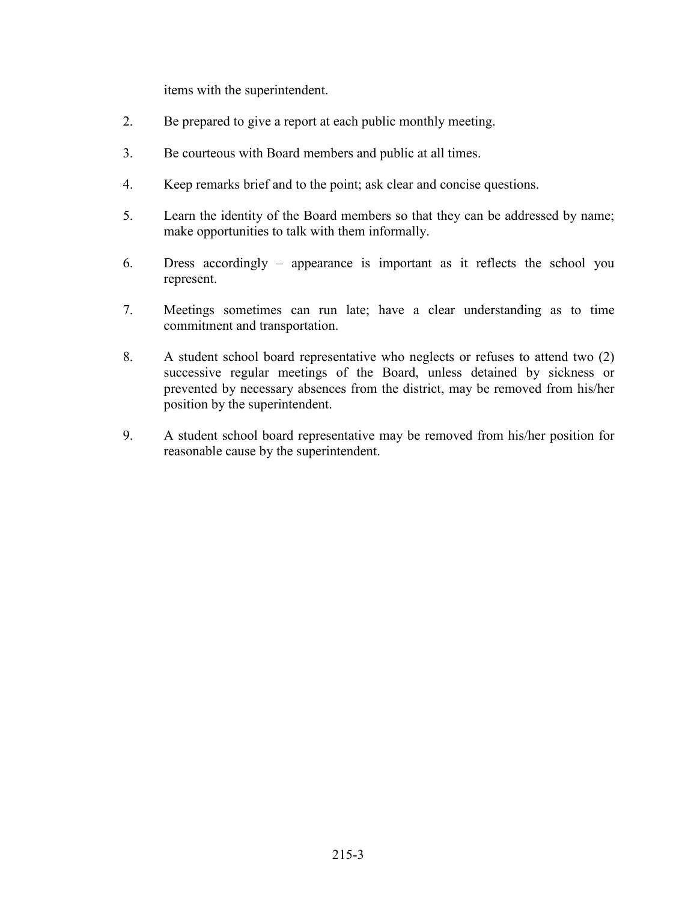items with the superintendent.

2. Be prepared to give a report at each public monthly meeting.

3. Be courteous with Board members and public at all times.

4. Keep remarks brief and to the point; ask clear and concise questions.

5. Learn the identity of the Board members so that they can be addressed by name; make opportunities to talk with them informally.

6. Dress accordingly – appearance is important as it reflects the school you represent.

7. Meetings sometimes can run late; have a clear understanding as to time commitment and transportation.

8. A student school board representative who neglects or refuses to attend two (2) successive regular meetings of the Board, unless detained by sickness or prevented by necessary absences from the district, may be removed from his/her position by the superintendent.

9. A student school board representative may be removed from his/her position for reasonable cause by the superintendent.